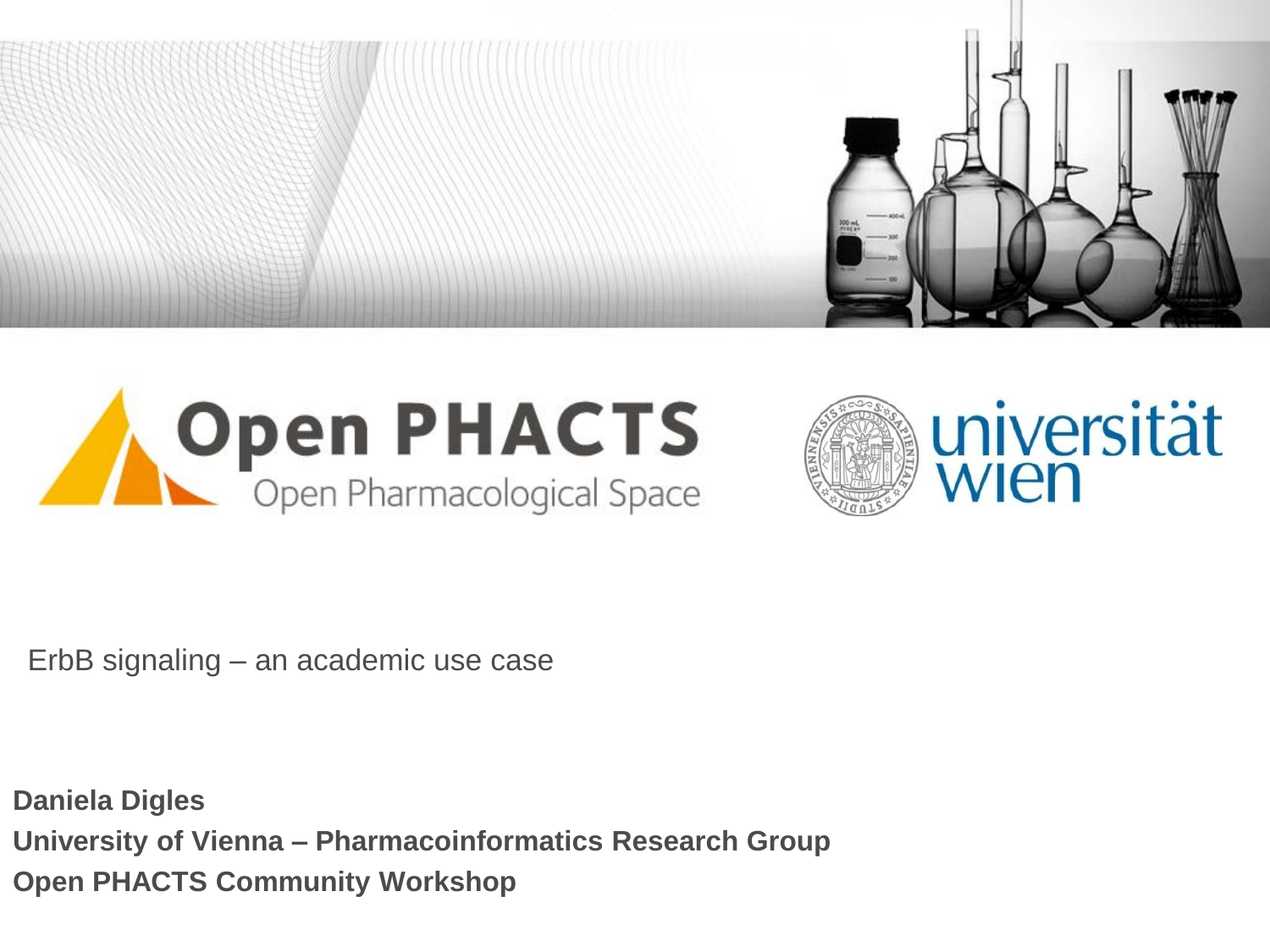Open PHACTS

Open Pharmacological Space

universität wien

# ErbB signaling – an academic use case

**Daniela Digles**

**University of Vienna – Pharmacoinformatics Research Group**

**Open PHACTS Community Workshop**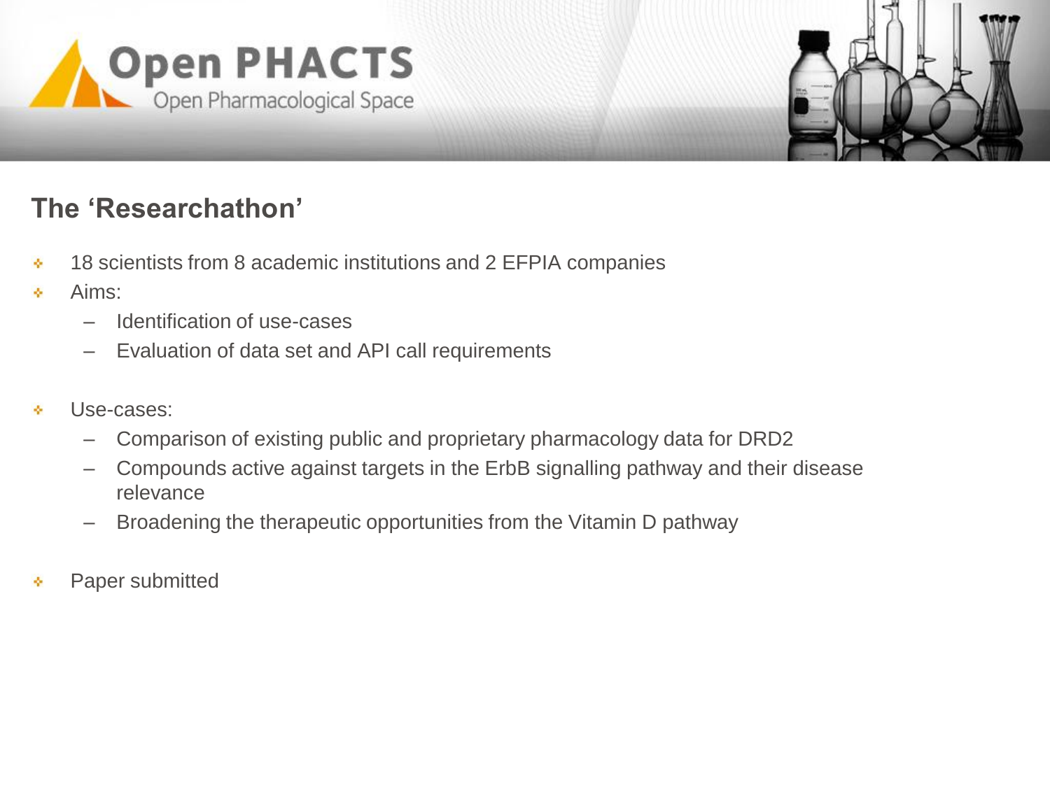## The 'Researchathon'

- 18 scientists from 8 academic institutions and 2 EFPIA companies
- Aims:
  - Identification of use-cases
  - Evaluation of data set and API call requirements

- Use-cases:
  - Comparison of existing public and proprietary pharmacology data for DRD2
  - Compounds active against targets in the ErbB signalling pathway and their disease relevance
  - Broadening the therapeutic opportunities from the Vitamin D pathway

- Paper submitted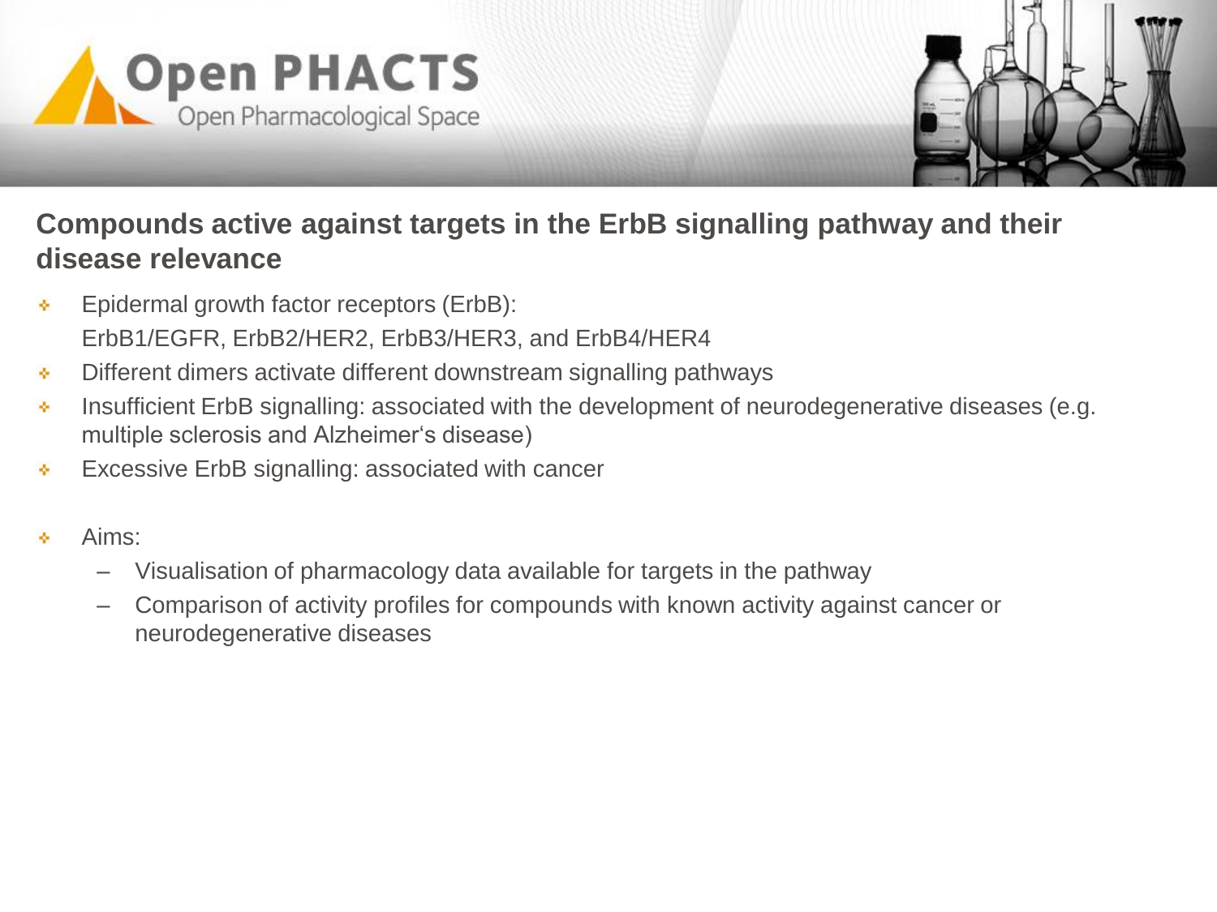## Compounds active against targets in the ErbB signalling pathway and their disease relevance

- Epidermal growth factor receptors (ErbB):
  ErbB1/EGFR, ErbB2/HER2, ErbB3/HER3, and ErbB4/HER4
- Different dimers activate different downstream signalling pathways
- Insufficient ErbB signalling: associated with the development of neurodegenerative diseases (e.g. multiple sclerosis and Alzheimer‘s disease)
- Excessive ErbB signalling: associated with cancer

- Aims:
  - Visualisation of pharmacology data available for targets in the pathway
  - Comparison of activity profiles for compounds with known activity against cancer or neurodegenerative diseases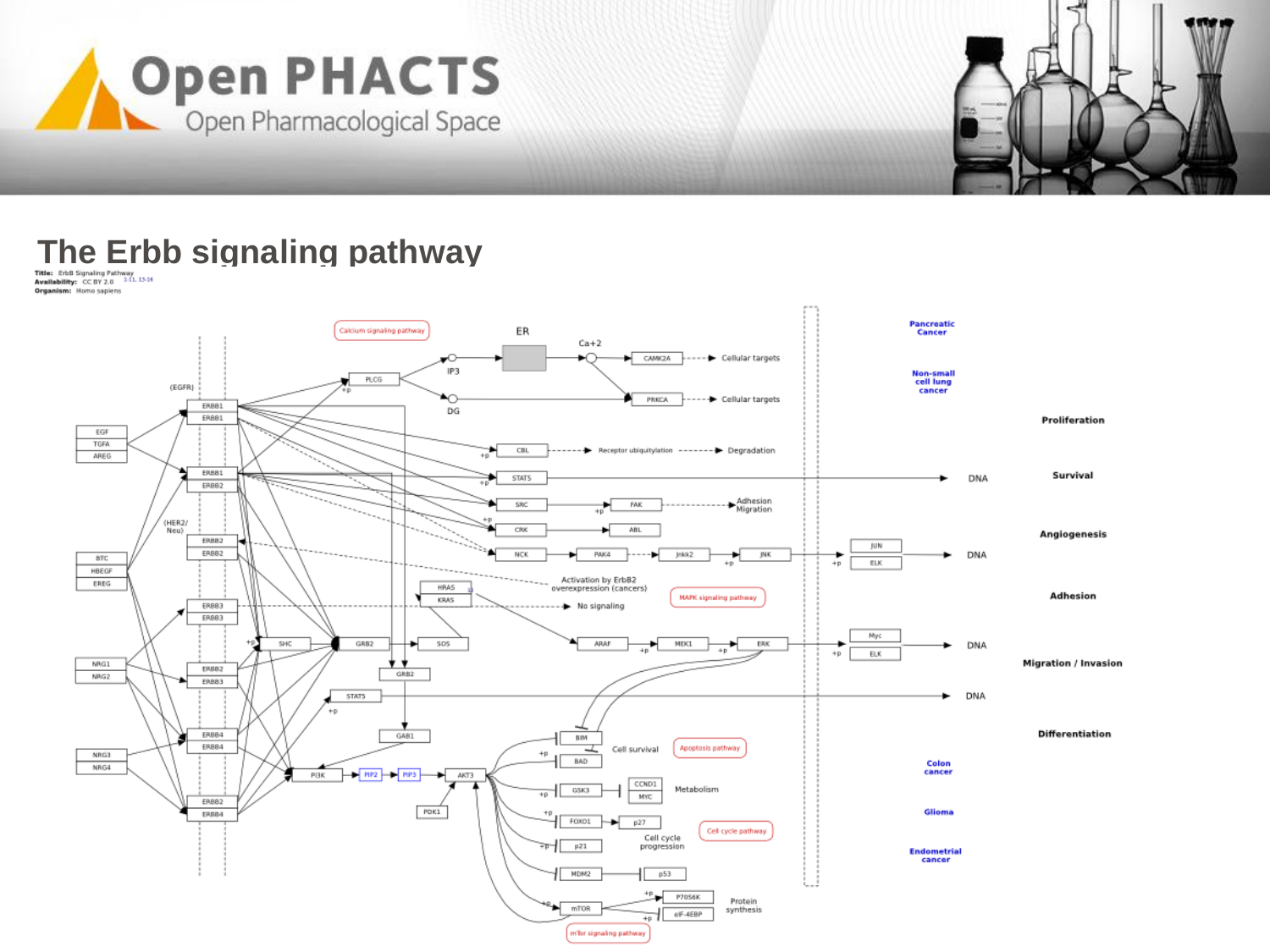# The Erbb signaling pathway

**Title:** ErbB Signaling Pathway
**Availability:** CC BY 2.0
**Organism:** Homo sapiens

Calcium signaling pathway

ER

Ca+2

IP3

DG

PLCG

CAMK2A — Cellular targets

PRKCA — Cellular targets

(EGFR)

ERBB1 ERBB1

EGF TGFA AREG

ERBB1 ERBB2

(HER2/ Neu)

ERBB2 ERBB2

BTC HBEGF EREG

ERBB3 ERBB3

NRG1 NRG2

ERBB2 ERBB3

ERBB4 ERBB4

NRG3 NRG4

ERBB2 ERBB4

CBL — Receptor ubiquitylation — Degradation

STAT5 — DNA

SRC — FAK — Adhesion Migration

CRK — ABL

NCK — PAK4 — Jnkk2 — JNK — JUN ELK — DNA

Activation by ErbB2 overexpression (cancers)

HRAS KRAS

No signaling

MAPK signaling pathway

SHC — GRB2 — SOS

ARAF — MEK1 — ERK — Myc ELK — DNA

GRB2

STAT5 — DNA

GAB1

BIM BAD — Cell survival — Apoptosis pathway

PI3K — PIP2 — PIP3 — AKT3

PDK1

GSK3 — CCND1 MYC — Metabolism

FOXO1 — p27

p21 — Cell cycle progression — Cell cycle pathway

MDM2 — p53

mTOR — P70S6K eIF-4EBP — Protein synthesis

mTor signaling pathway

Pancreatic Cancer

Non-small cell lung cancer

Colon cancer

Glioma

Endometrial cancer

Proliferation

Survival

Angiogenesis

Adhesion

Migration / Invasion

Differentiation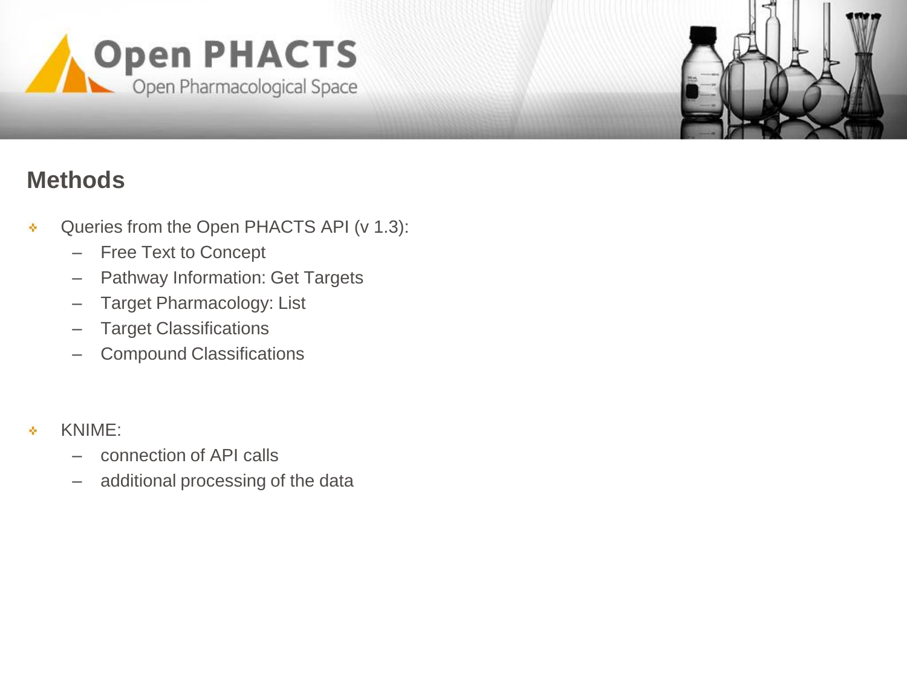## Methods

- Queries from the Open PHACTS API (v 1.3):
  - Free Text to Concept
  - Pathway Information: Get Targets
  - Target Pharmacology: List
  - Target Classifications
  - Compound Classifications

- KNIME:
  - connection of API calls
  - additional processing of the data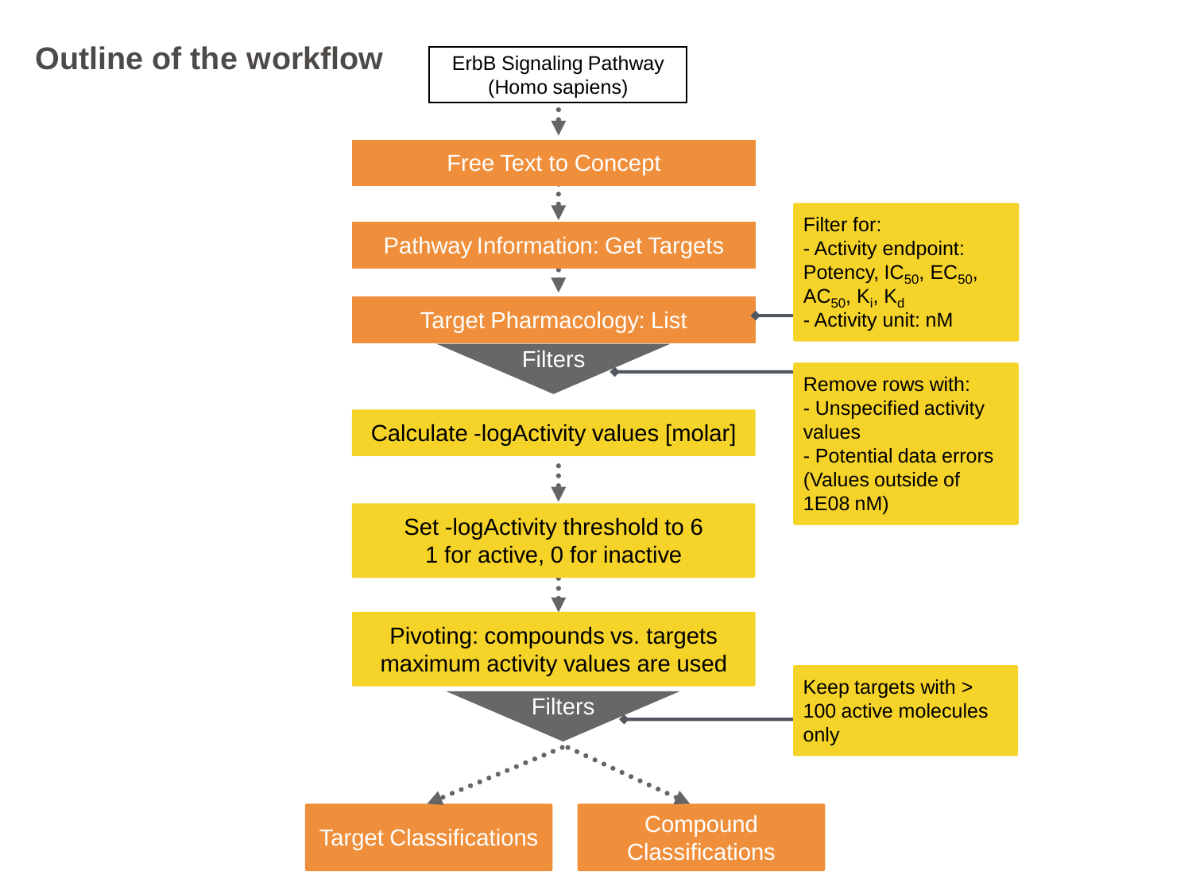# Outline of the workflow

ErbB Signaling Pathway (Homo sapiens)

Free Text to Concept

Pathway Information: Get Targets

Target Pharmacology: List

Filter for:
- Activity endpoint: Potency, $IC_{50}$, $EC_{50}$, $AC_{50}$, $K_i$, $K_d$
- Activity unit: nM

Filters

Remove rows with:
- Unspecified activity values
- Potential data errors (Values outside of 1E08 nM)

Calculate -logActivity values [molar]

Set -logActivity threshold to 6
1 for active, 0 for inactive

Pivoting: compounds vs. targets
maximum activity values are used

Filters

Keep targets with > 100 active molecules only

Target Classifications

Compound Classifications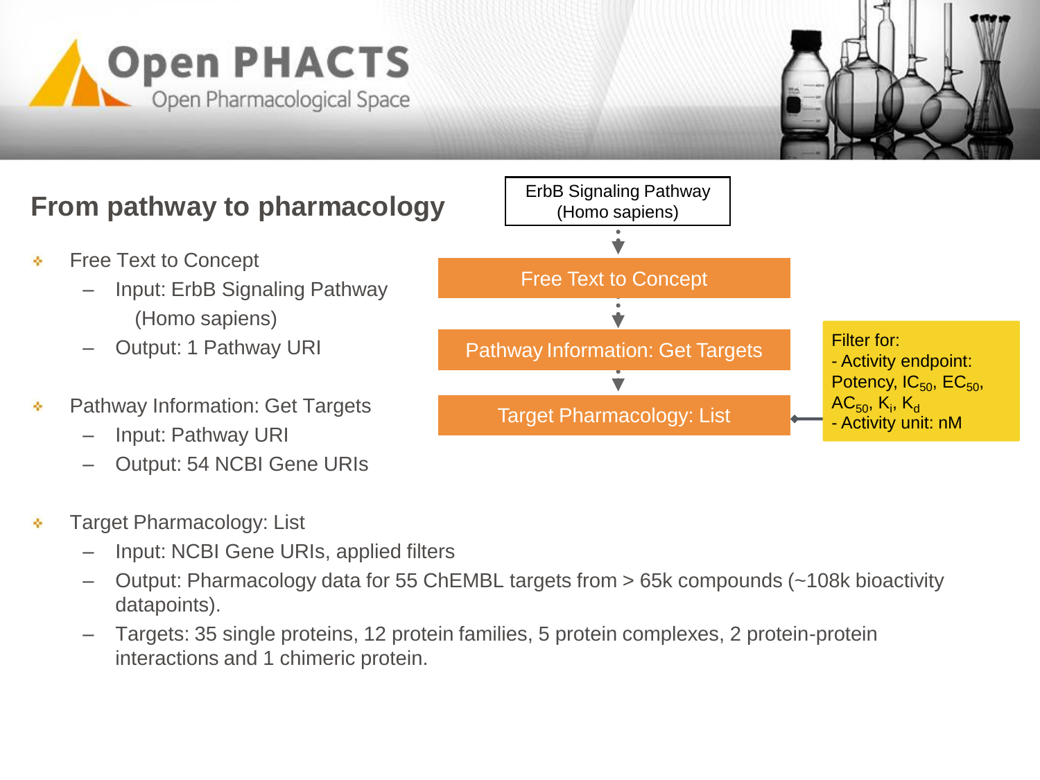Open PHACTS

Open Pharmacological Space

## From pathway to pharmacology

- Free Text to Concept
  - Input: ErbB Signaling Pathway (Homo sapiens)
  - Output: 1 Pathway URI
- Pathway Information: Get Targets
  - Input: Pathway URI
  - Output: 54 NCBI Gene URIs
- Target Pharmacology: List
  - Input: NCBI Gene URIs, applied filters
  - Output: Pharmacology data for 55 ChEMBL targets from > 65k compounds (~108k bioactivity datapoints).
  - Targets: 35 single proteins, 12 protein families, 5 protein complexes, 2 protein-protein interactions and 1 chimeric protein.

ErbB Signaling Pathway (Homo sapiens)

Free Text to Concept

Pathway Information: Get Targets

Target Pharmacology: List

Filter for:
- Activity endpoint: Potency, $IC_{50}$, $EC_{50}$, $AC_{50}$, $K_i$, $K_d$
- Activity unit: nM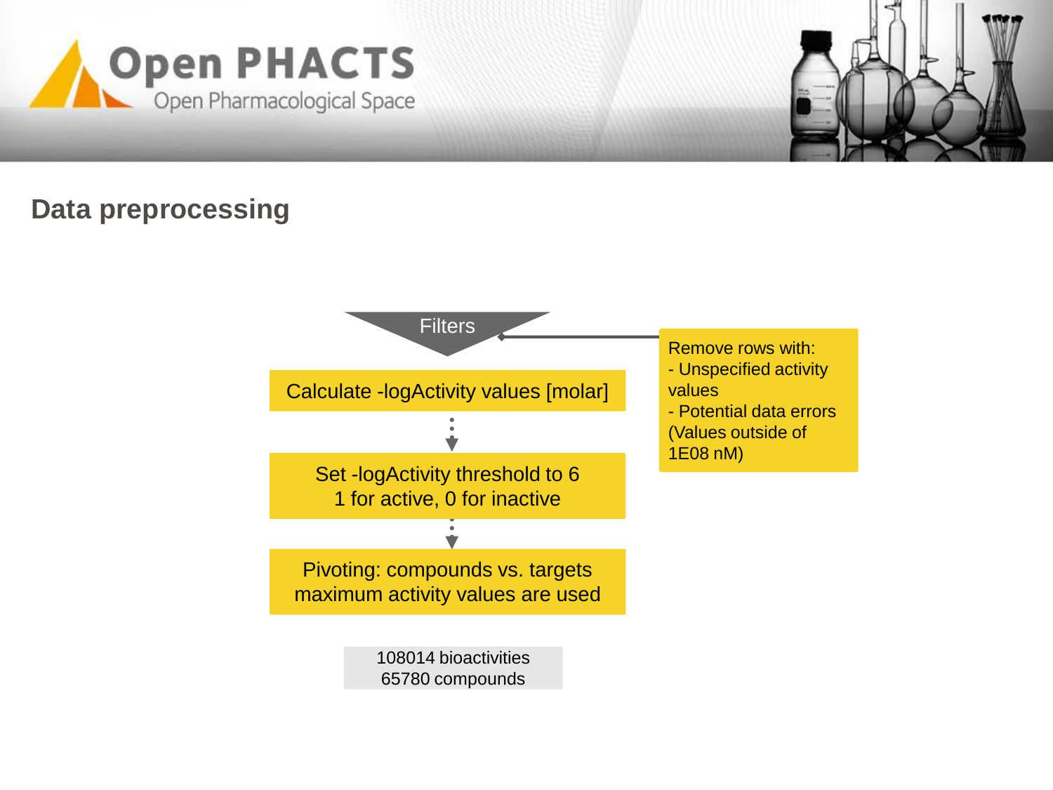## Data preprocessing

Filters

Calculate -logActivity values [molar]

Set -logActivity threshold to 6
1 for active, 0 for inactive

Pivoting: compounds vs. targets
maximum activity values are used

Remove rows with:
- Unspecified activity values
- Potential data errors (Values outside of 1E08 nM)

108014 bioactivities
65780 compounds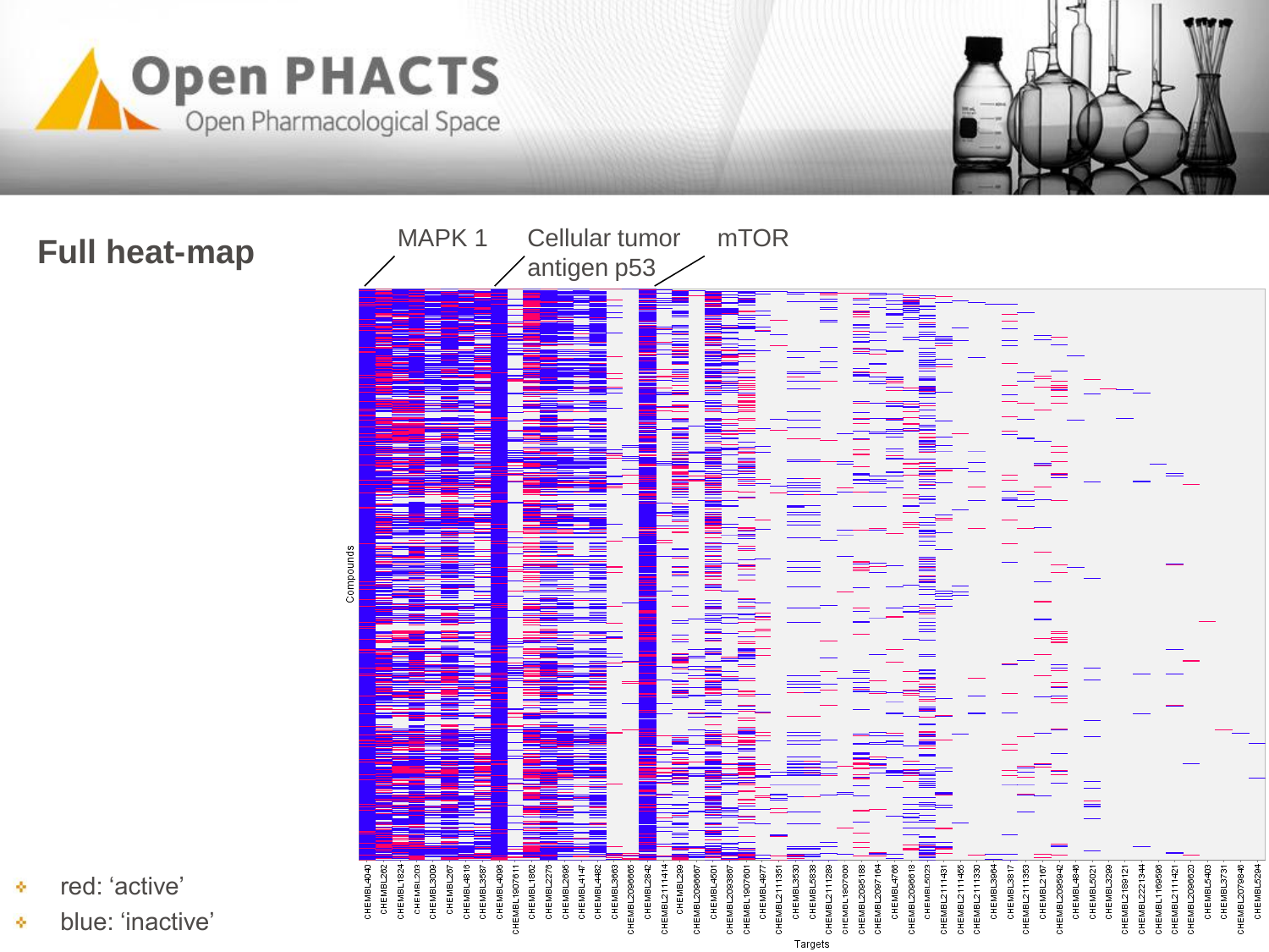# Full heat-map

MAPK 1

Cellular tumor antigen p53

mTOR

Compounds

CHEMBL4040 CHEMBL262 CHEMBL1824 CHEMBL203 CHEMBL3009 CHEMBL267 CHEMBL4816 CHEMBL3587 CHEMBL4096 CHEMBL1907611 CHEMBL1862 CHEMBL2276 CHEMBL2695 CHEMBL4147 CHEMBL4482 CHEMBL3663 CHEMBL2096665 CHEMBL2842 CHEMBL2111414 CHEMBL299 CHEMBL2096667 CHEMBL4501 CHEMBL2093867 CHEMBL1907601 CHEMBL4977 CHEMBL2111351 CHEMBL3530 CHEMBL5838 CHEMBL2111289 CHEMBL1907600 CHEMBL2095188 CHEMBL2097164 CHEMBL4766 CHEMBL2096618 CHEMBL5023 CHEMBL2111431 CHEMBL2111465 CHEMBL2111330 CHEMBL3964 CHEMBL3817 CHEMBL2111353 CHEMBL2167 CHEMBL2095942 CHEMBL4848 CHEMBL5021 CHEMBL3299 CHEMBL2189121 CHEMBL2221344 CHEMBL1169598 CHEMBL2111421 CHEMBL2096620 CHEMBL5403 CHEMBL3731 CHEMBL2079846 CHEMBL5294

Targets

- red: ‘active’
- blue: ‘inactive’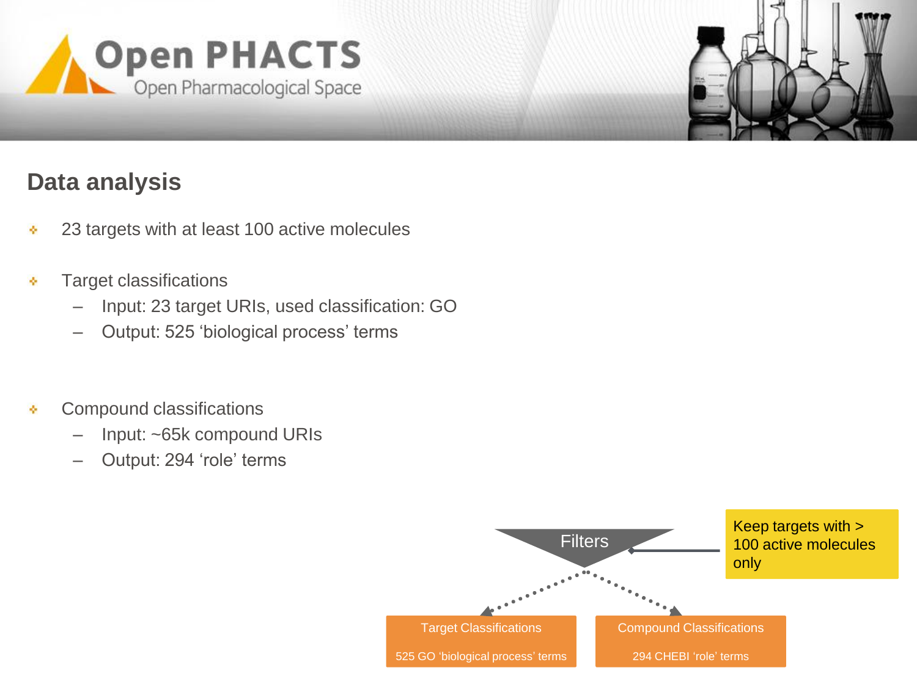## Data analysis

- 23 targets with at least 100 active molecules
- Target classifications
  - Input: 23 target URIs, used classification: GO
  - Output: 525 ‘biological process’ terms
- Compound classifications
  - Input: ~65k compound URIs
  - Output: 294 ‘role’ terms

Filters

Keep targets with > 100 active molecules only

Target Classifications

525 GO ‘biological process’ terms

Compound Classifications

294 CHEBI ‘role’ terms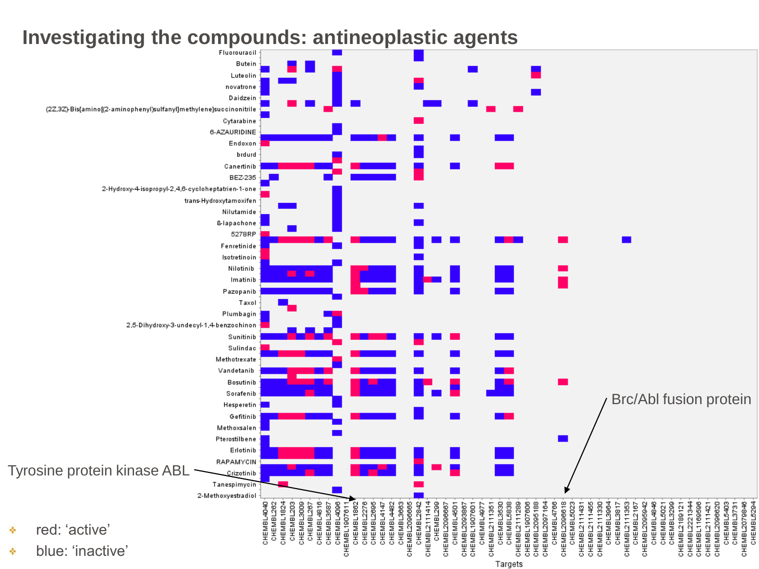# Investigating the compounds: antineoplastic agents

Tyrosine protein kinase ABL

Brc/Abl fusion protein

- red: 'active'
- blue: 'inactive'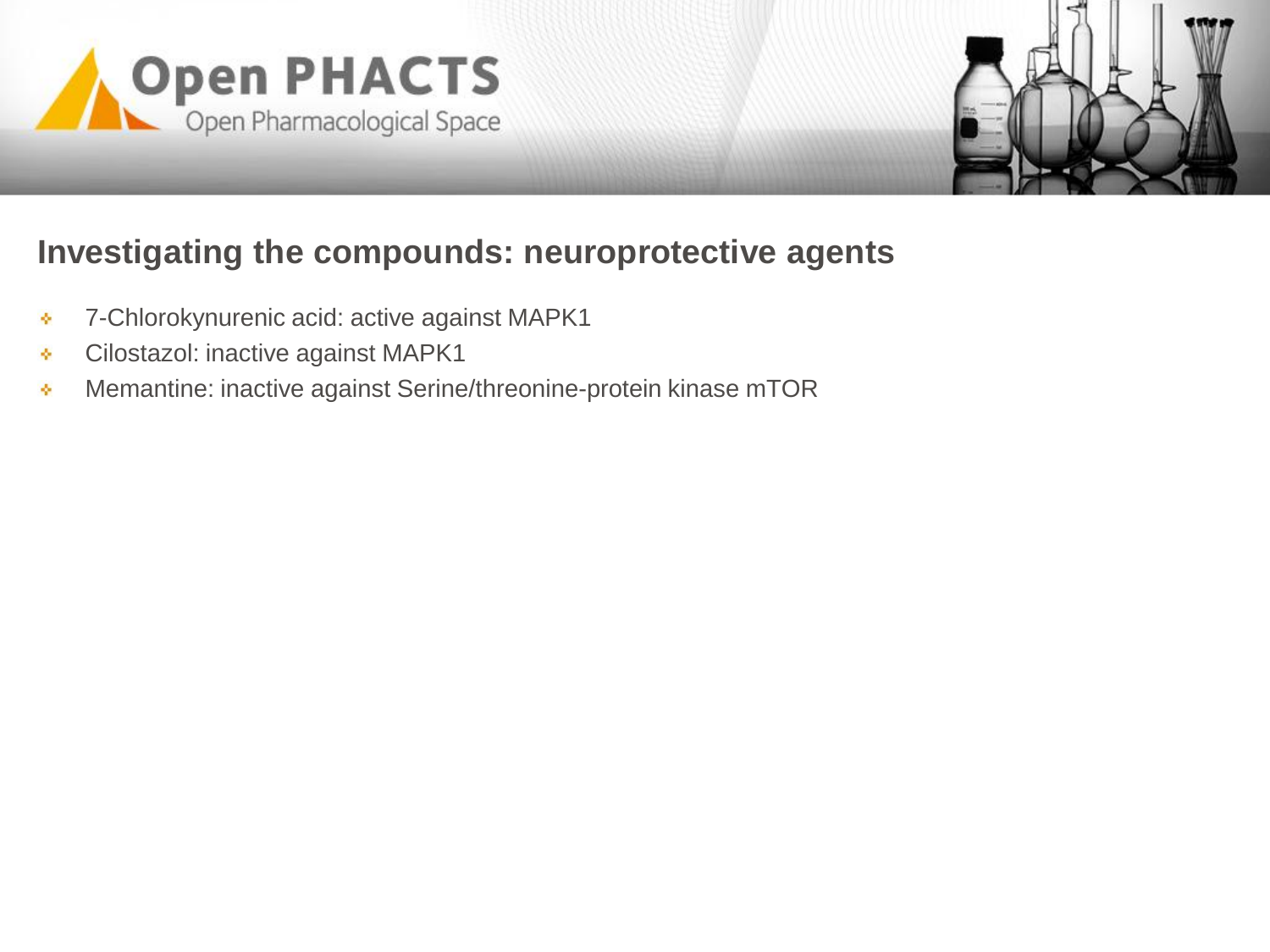## Investigating the compounds: neuroprotective agents

- 7-Chlorokynurenic acid: active against MAPK1
- Cilostazol: inactive against MAPK1
- Memantine: inactive against Serine/threonine-protein kinase mTOR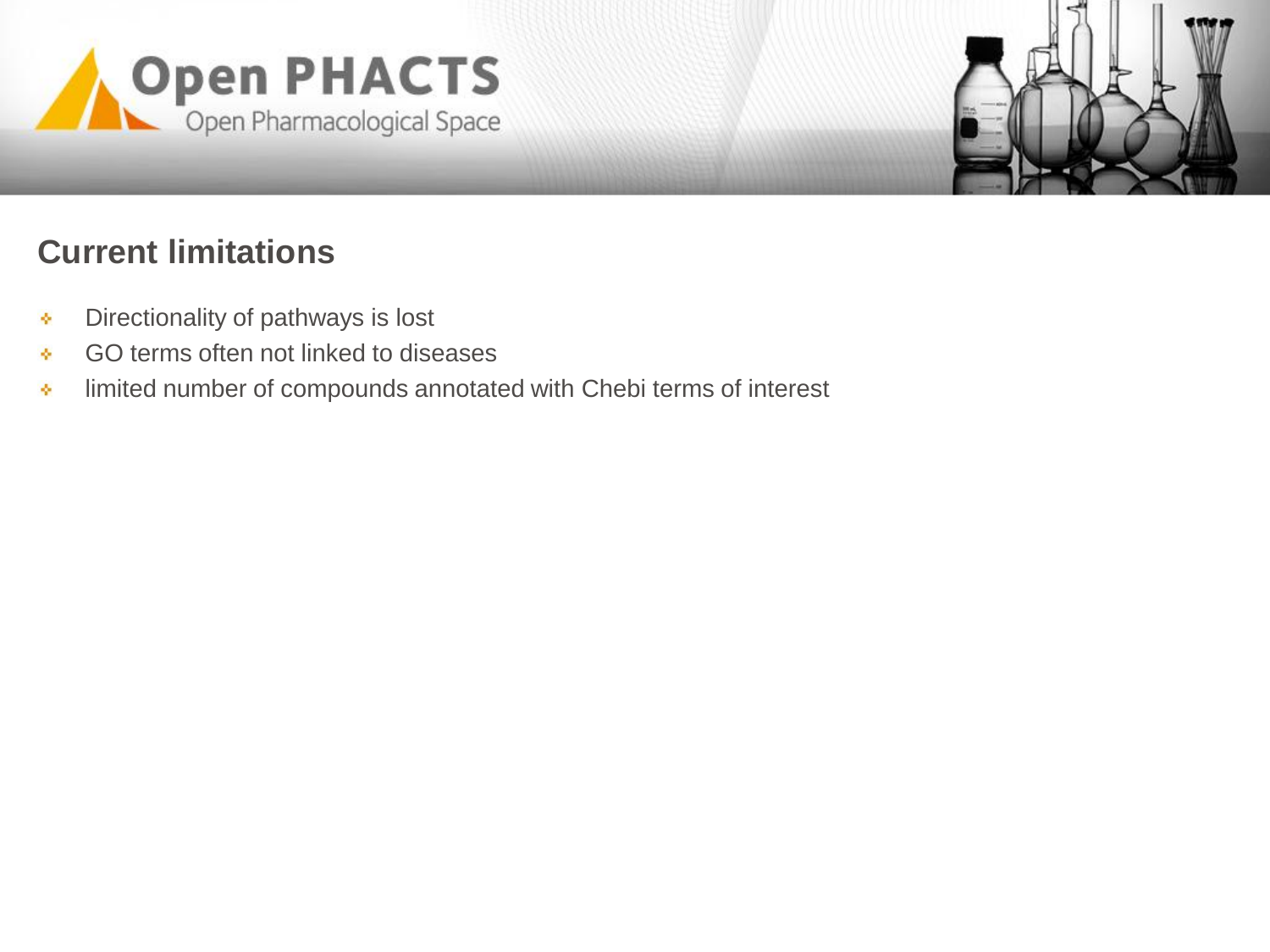## Current limitations

- Directionality of pathways is lost
- GO terms often not linked to diseases
- limited number of compounds annotated with Chebi terms of interest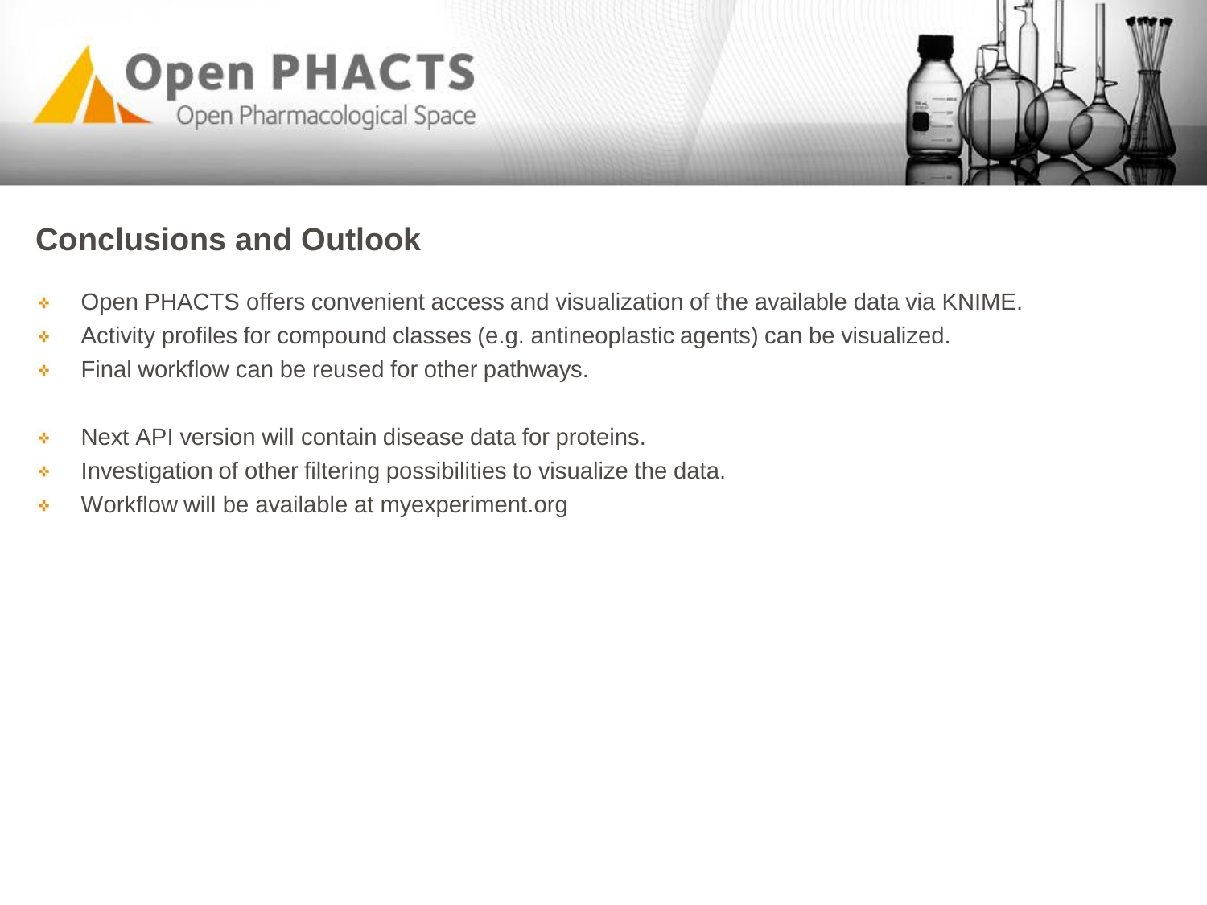## Conclusions and Outlook

- Open PHACTS offers convenient access and visualization of the available data via KNIME.
- Activity profiles for compound classes (e.g. antineoplastic agents) can be visualized.
- Final workflow can be reused for other pathways.

- Next API version will contain disease data for proteins.
- Investigation of other filtering possibilities to visualize the data.
- Workflow will be available at myexperiment.org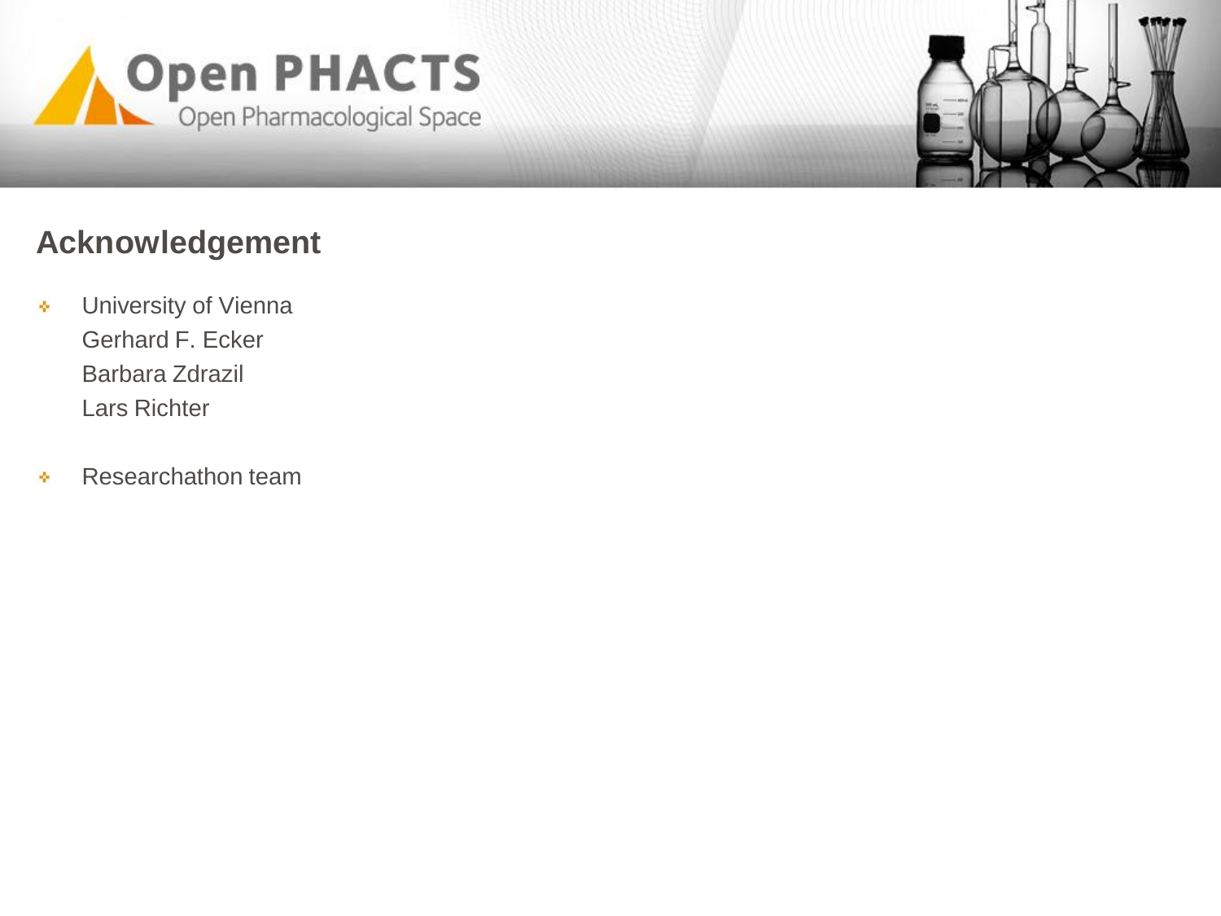## Acknowledgement

- University of Vienna
  Gerhard F. Ecker
  Barbara Zdrazil
  Lars Richter

- Researchathon team